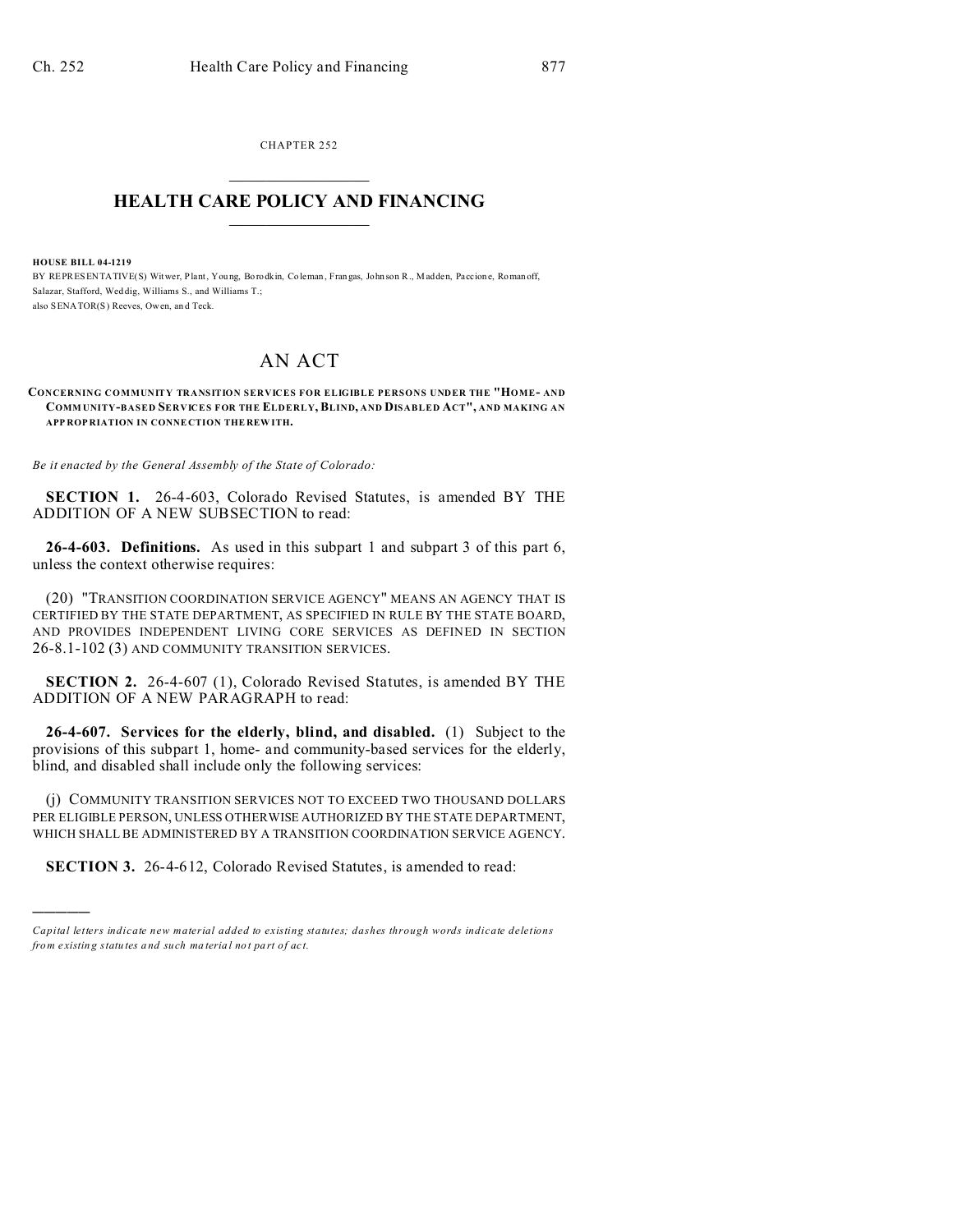CHAPTER 252

# HEALTH CARE POLICY AND FINANCING

**HOUSE BILL 04-1219**

BY REPRESENTATIVE(S) Witwer, Plant, Young, Borodkin, Coleman, Frangas, Johnson R., Madden, Paccione, Romanoff, Salazar, Stafford, Weddig, Williams S., and Williams T.;
also SENATOR(S) Reeves, Owen, and Teck.

# AN ACT

**CONCERNING COMMUNITY TRANSITION SERVICES FOR ELIGIBLE PERSONS UNDER THE "HOME- AND COMMUNITY-BASED SERVICES FOR THE ELDERLY, BLIND, AND DISABLED ACT", AND MAKING AN APPROPRIATION IN CONNECTION THEREWITH.**

*Be it enacted by the General Assembly of the State of Colorado:*

**SECTION 1.** 26-4-603, Colorado Revised Statutes, is amended BY THE ADDITION OF A NEW SUBSECTION to read:

**26-4-603. Definitions.** As used in this subpart 1 and subpart 3 of this part 6, unless the context otherwise requires:

(20) "TRANSITION COORDINATION SERVICE AGENCY" MEANS AN AGENCY THAT IS CERTIFIED BY THE STATE DEPARTMENT, AS SPECIFIED IN RULE BY THE STATE BOARD, AND PROVIDES INDEPENDENT LIVING CORE SERVICES AS DEFINED IN SECTION 26-8.1-102 (3) AND COMMUNITY TRANSITION SERVICES.

**SECTION 2.** 26-4-607 (1), Colorado Revised Statutes, is amended BY THE ADDITION OF A NEW PARAGRAPH to read:

**26-4-607. Services for the elderly, blind, and disabled.** (1) Subject to the provisions of this subpart 1, home- and community-based services for the elderly, blind, and disabled shall include only the following services:

(j) COMMUNITY TRANSITION SERVICES NOT TO EXCEED TWO THOUSAND DOLLARS PER ELIGIBLE PERSON, UNLESS OTHERWISE AUTHORIZED BY THE STATE DEPARTMENT, WHICH SHALL BE ADMINISTERED BY A TRANSITION COORDINATION SERVICE AGENCY.

**SECTION 3.** 26-4-612, Colorado Revised Statutes, is amended to read:

---

*Capital letters indicate new material added to existing statutes; dashes through words indicate deletions from existing statutes and such material not part of act.*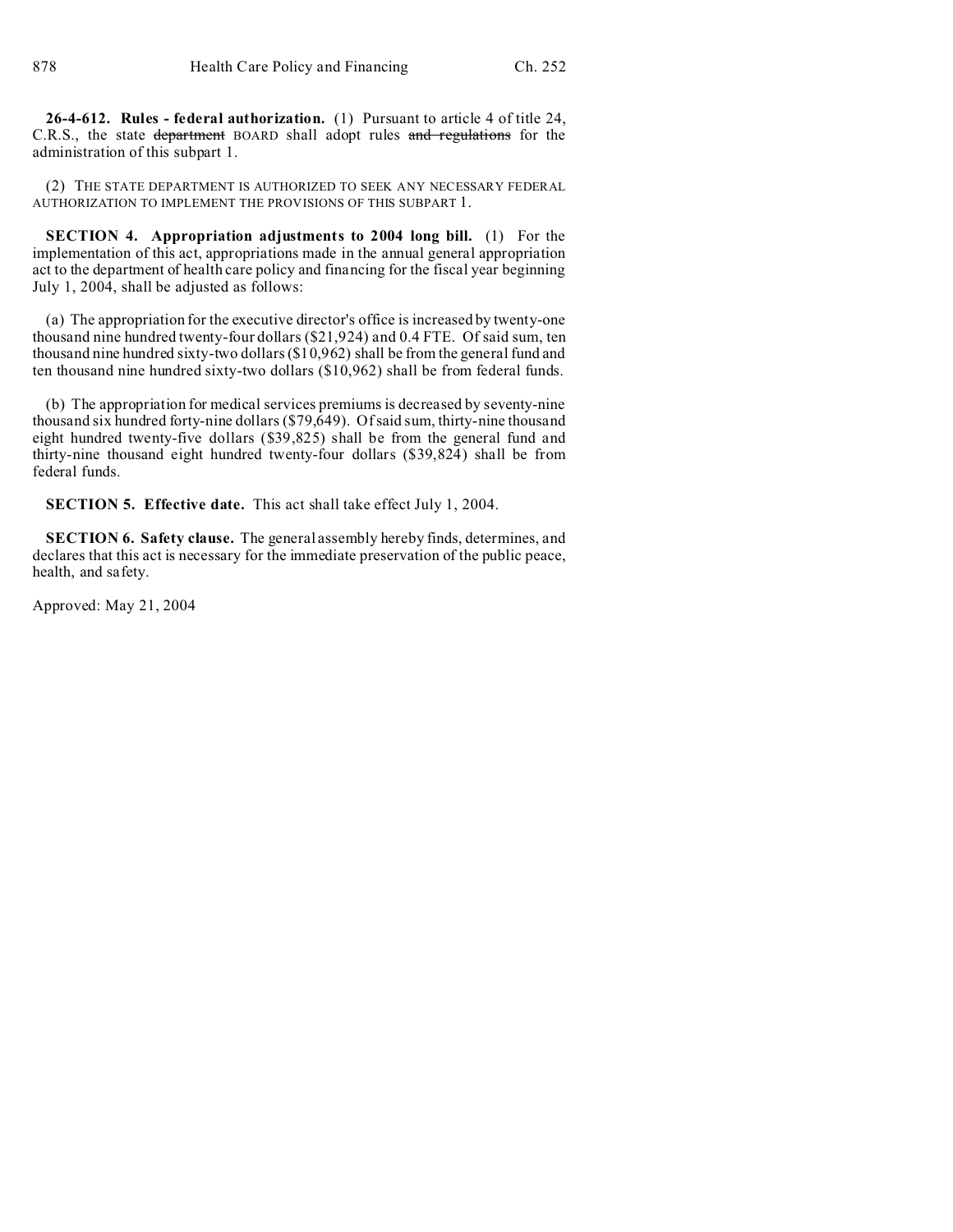**26-4-612. Rules - federal authorization.** (1) Pursuant to article 4 of title 24, C.R.S., the state ~~department~~ BOARD shall adopt rules ~~and regulations~~ for the administration of this subpart 1.

(2) THE STATE DEPARTMENT IS AUTHORIZED TO SEEK ANY NECESSARY FEDERAL AUTHORIZATION TO IMPLEMENT THE PROVISIONS OF THIS SUBPART 1.

**SECTION 4. Appropriation adjustments to 2004 long bill.** (1) For the implementation of this act, appropriations made in the annual general appropriation act to the department of health care policy and financing for the fiscal year beginning July 1, 2004, shall be adjusted as follows:

(a) The appropriation for the executive director's office is increased by twenty-one thousand nine hundred twenty-four dollars ($21,924) and 0.4 FTE. Of said sum, ten thousand nine hundred sixty-two dollars ($10,962) shall be from the general fund and ten thousand nine hundred sixty-two dollars ($10,962) shall be from federal funds.

(b) The appropriation for medical services premiums is decreased by seventy-nine thousand six hundred forty-nine dollars ($79,649). Of said sum, thirty-nine thousand eight hundred twenty-five dollars ($39,825) shall be from the general fund and thirty-nine thousand eight hundred twenty-four dollars ($39,824) shall be from federal funds.

**SECTION 5. Effective date.** This act shall take effect July 1, 2004.

**SECTION 6. Safety clause.** The general assembly hereby finds, determines, and declares that this act is necessary for the immediate preservation of the public peace, health, and safety.

Approved: May 21, 2004